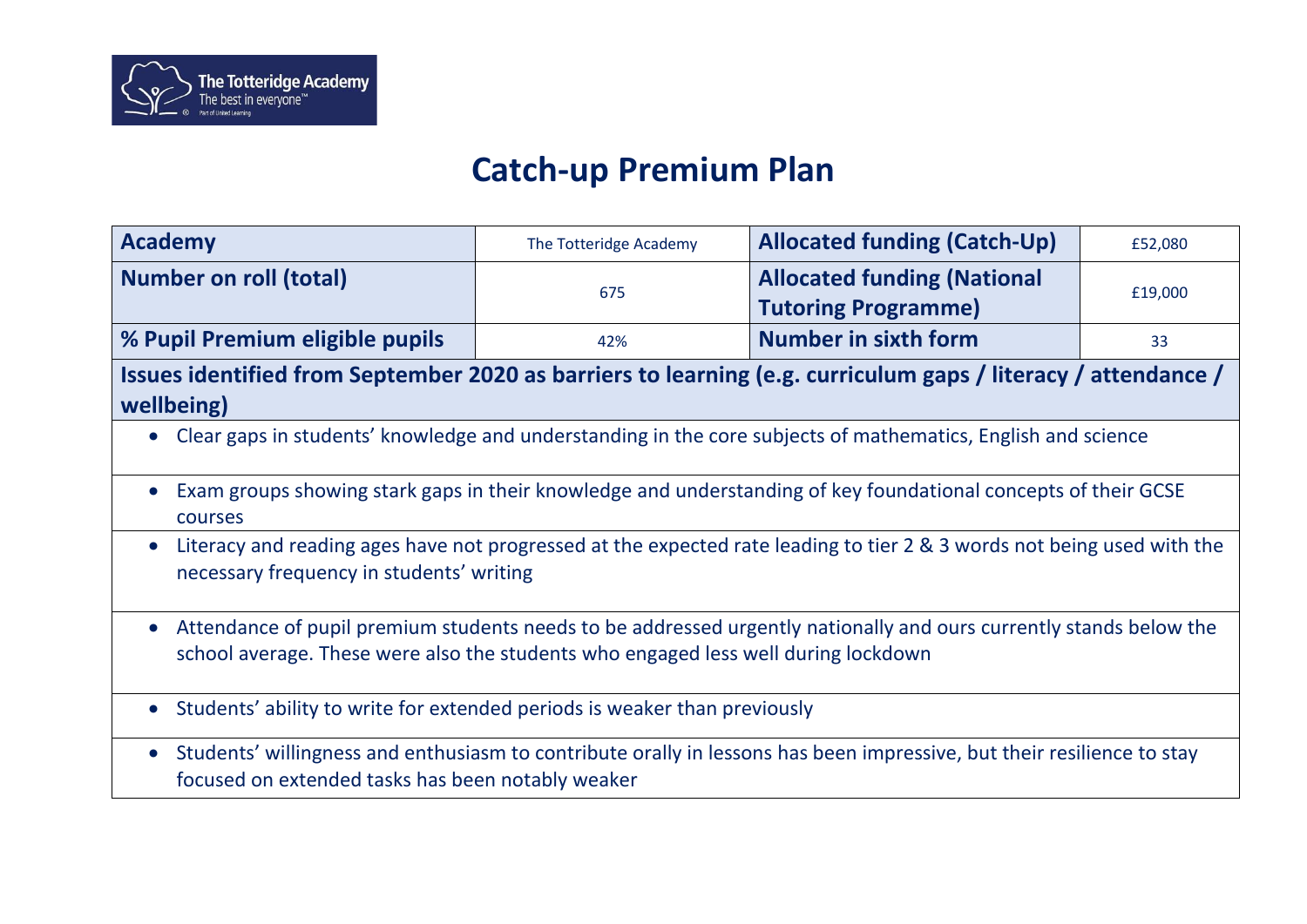# Catch-up Premium Plan

| **Academy** | The Totteridge Academy | **Allocated funding (Catch-Up)** | £52,080 |
|---|---|---|---|
| **Number on roll (total)** | 675 | **Allocated funding (National Tutoring Programme)** | £19,000 |
| **% Pupil Premium eligible pupils** | 42% | **Number in sixth form** | 33 |

**Issues identified from September 2020 as barriers to learning (e.g. curriculum gaps / literacy / attendance / wellbeing)**

- Clear gaps in students' knowledge and understanding in the core subjects of mathematics, English and science
- Exam groups showing stark gaps in their knowledge and understanding of key foundational concepts of their GCSE courses
- Literacy and reading ages have not progressed at the expected rate leading to tier 2 & 3 words not being used with the necessary frequency in students' writing
- Attendance of pupil premium students needs to be addressed urgently nationally and ours currently stands below the school average. These were also the students who engaged less well during lockdown
- Students' ability to write for extended periods is weaker than previously
- Students' willingness and enthusiasm to contribute orally in lessons has been impressive, but their resilience to stay focused on extended tasks has been notably weaker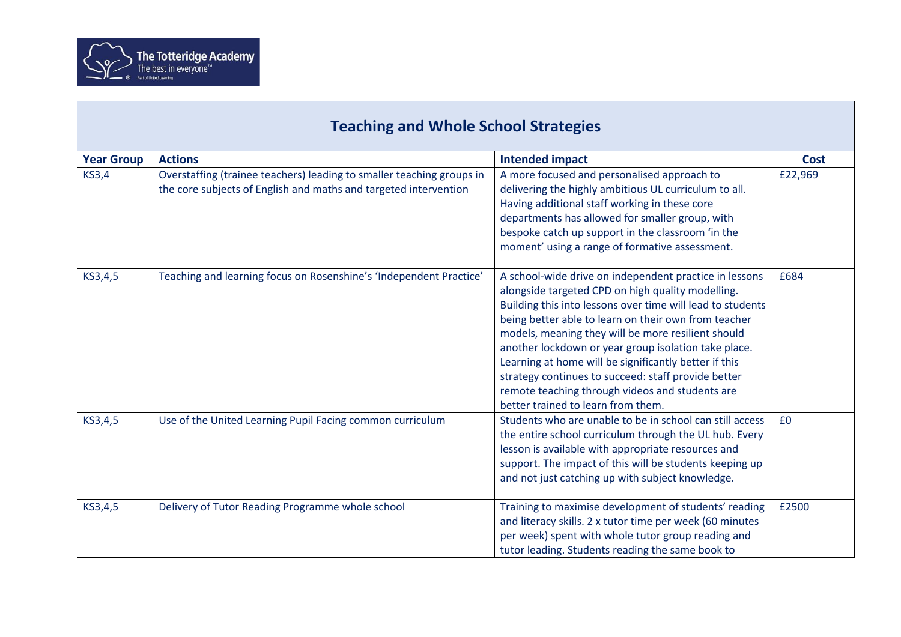| Teaching and Whole School Strategies | | | |
|---|---|---|---|
| **Year Group** | **Actions** | **Intended impact** | **Cost** |
| KS3,4 | Overstaffing (trainee teachers) leading to smaller teaching groups in the core subjects of English and maths and targeted intervention | A more focused and personalised approach to delivering the highly ambitious UL curriculum to all. Having additional staff working in these core departments has allowed for smaller group, with bespoke catch up support in the classroom 'in the moment' using a range of formative assessment. | £22,969 |
| KS3,4,5 | Teaching and learning focus on Rosenshine's 'Independent Practice' | A school-wide drive on independent practice in lessons alongside targeted CPD on high quality modelling. Building this into lessons over time will lead to students being better able to learn on their own from teacher models, meaning they will be more resilient should another lockdown or year group isolation take place. Learning at home will be significantly better if this strategy continues to succeed: staff provide better remote teaching through videos and students are better trained to learn from them. | £684 |
| KS3,4,5 | Use of the United Learning Pupil Facing common curriculum | Students who are unable to be in school can still access the entire school curriculum through the UL hub. Every lesson is available with appropriate resources and support. The impact of this will be students keeping up and not just catching up with subject knowledge. | £0 |
| KS3,4,5 | Delivery of Tutor Reading Programme whole school | Training to maximise development of students' reading and literacy skills. 2 x tutor time per week (60 minutes per week) spent with whole tutor group reading and tutor leading. Students reading the same book to | £2500 |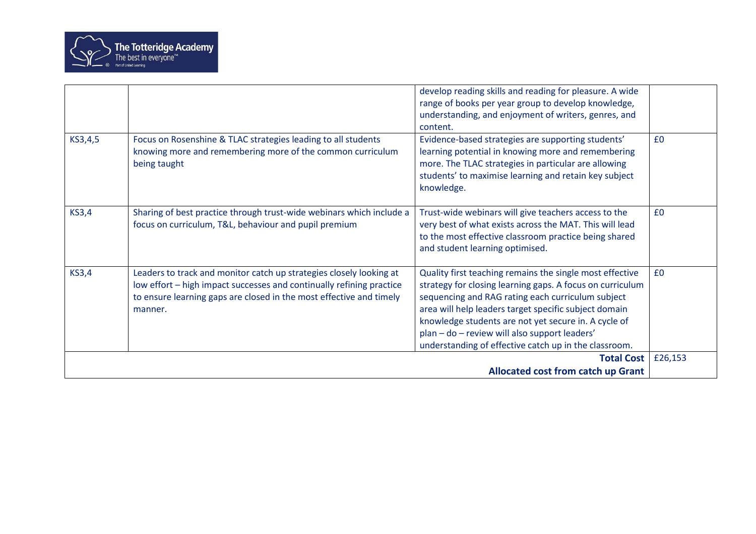| | | | |
|---|---|---|---|
| | | develop reading skills and reading for pleasure. A wide range of books per year group to develop knowledge, understanding, and enjoyment of writers, genres, and content. | |
| KS3,4,5 | Focus on Rosenshine & TLAC strategies leading to all students knowing more and remembering more of the common curriculum being taught | Evidence-based strategies are supporting students' learning potential in knowing more and remembering more. The TLAC strategies in particular are allowing students' to maximise learning and retain key subject knowledge. | £0 |
| KS3,4 | Sharing of best practice through trust-wide webinars which include a focus on curriculum, T&L, behaviour and pupil premium | Trust-wide webinars will give teachers access to the very best of what exists across the MAT. This will lead to the most effective classroom practice being shared and student learning optimised. | £0 |
| KS3,4 | Leaders to track and monitor catch up strategies closely looking at low effort – high impact successes and continually refining practice to ensure learning gaps are closed in the most effective and timely manner. | Quality first teaching remains the single most effective strategy for closing learning gaps. A focus on curriculum sequencing and RAG rating each curriculum subject area will help leaders target specific subject domain knowledge students are not yet secure in. A cycle of plan – do – review will also support leaders' understanding of effective catch up in the classroom. | £0 |
| | | **Total Cost**<br>**Allocated cost from catch up Grant** | £26,153 |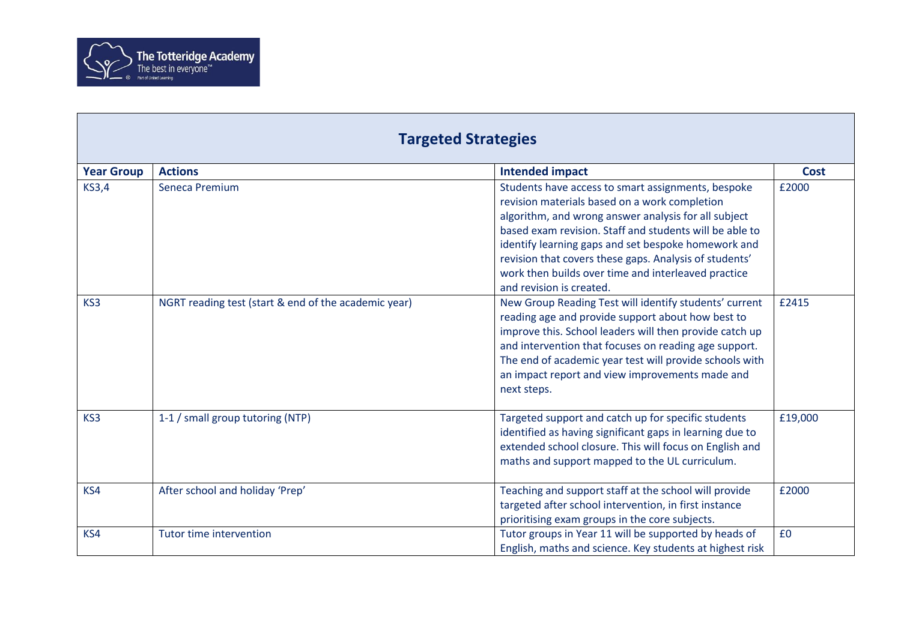| Targeted Strategies | | | |
|---|---|---|---|
| **Year Group** | **Actions** | **Intended impact** | **Cost** |
| KS3,4 | Seneca Premium | Students have access to smart assignments, bespoke revision materials based on a work completion algorithm, and wrong answer analysis for all subject based exam revision. Staff and students will be able to identify learning gaps and set bespoke homework and revision that covers these gaps. Analysis of students' work then builds over time and interleaved practice and revision is created. | £2000 |
| KS3 | NGRT reading test (start & end of the academic year) | New Group Reading Test will identify students' current reading age and provide support about how best to improve this. School leaders will then provide catch up and intervention that focuses on reading age support. The end of academic year test will provide schools with an impact report and view improvements made and next steps. | £2415 |
| KS3 | 1-1 / small group tutoring (NTP) | Targeted support and catch up for specific students identified as having significant gaps in learning due to extended school closure. This will focus on English and maths and support mapped to the UL curriculum. | £19,000 |
| KS4 | After school and holiday 'Prep' | Teaching and support staff at the school will provide targeted after school intervention, in first instance prioritising exam groups in the core subjects. | £2000 |
| KS4 | Tutor time intervention | Tutor groups in Year 11 will be supported by heads of English, maths and science. Key students at highest risk | £0 |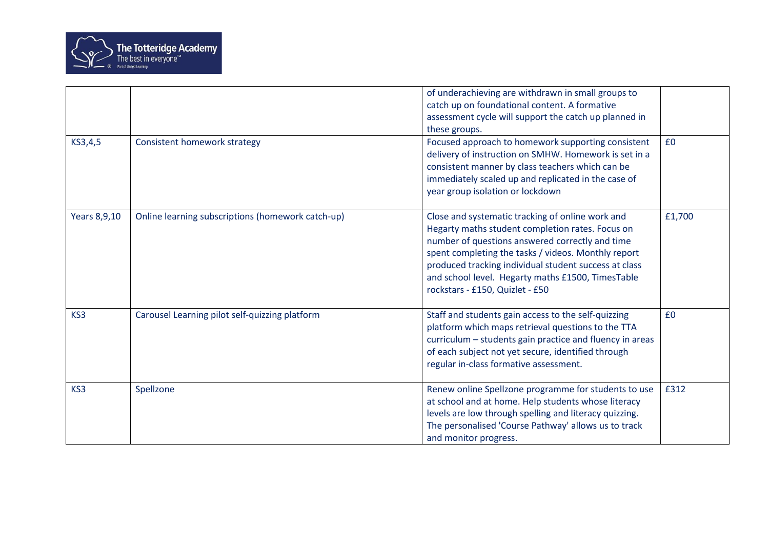| | | | |
|---|---|---|---|
| | | of underachieving are withdrawn in small groups to catch up on foundational content. A formative assessment cycle will support the catch up planned in these groups. | |
| KS3,4,5 | Consistent homework strategy | Focused approach to homework supporting consistent delivery of instruction on SMHW. Homework is set in a consistent manner by class teachers which can be immediately scaled up and replicated in the case of year group isolation or lockdown | £0 |
| Years 8,9,10 | Online learning subscriptions (homework catch-up) | Close and systematic tracking of online work and Hegarty maths student completion rates. Focus on number of questions answered correctly and time spent completing the tasks / videos. Monthly report produced tracking individual student success at class and school level. Hegarty maths £1500, TimesTable rockstars - £150, Quizlet - £50 | £1,700 |
| KS3 | Carousel Learning pilot self-quizzing platform | Staff and students gain access to the self-quizzing platform which maps retrieval questions to the TTA curriculum – students gain practice and fluency in areas of each subject not yet secure, identified through regular in-class formative assessment. | £0 |
| KS3 | Spellzone | Renew online Spellzone programme for students to use at school and at home. Help students whose literacy levels are low through spelling and literacy quizzing. The personalised 'Course Pathway' allows us to track and monitor progress. | £312 |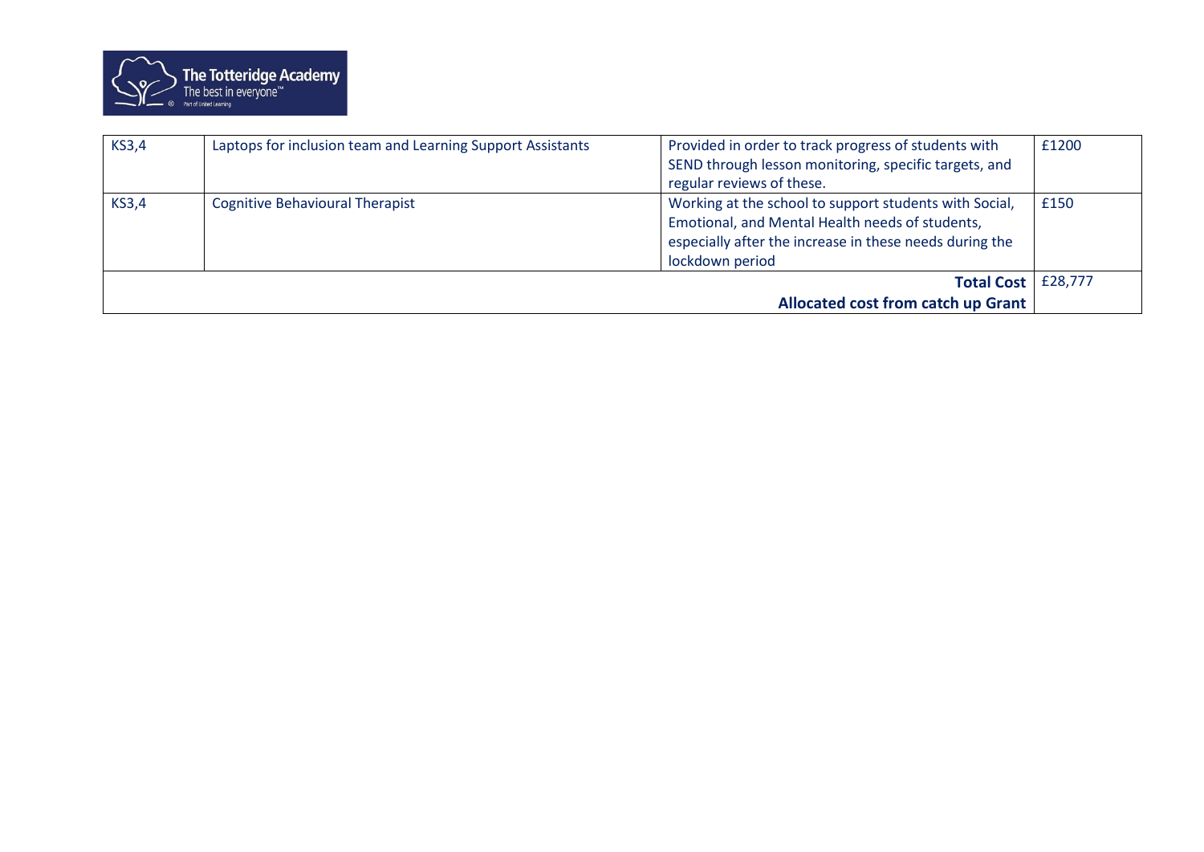| KS3,4 | Laptops for inclusion team and Learning Support Assistants | Provided in order to track progress of students with SEND through lesson monitoring, specific targets, and regular reviews of these. | £1200 |
|---|---|---|---|
| KS3,4 | Cognitive Behavioural Therapist | Working at the school to support students with Social, Emotional, and Mental Health needs of students, especially after the increase in these needs during the lockdown period | £150 |
| | | **Total Cost** | £28,777 |
| | | **Allocated cost from catch up Grant** | |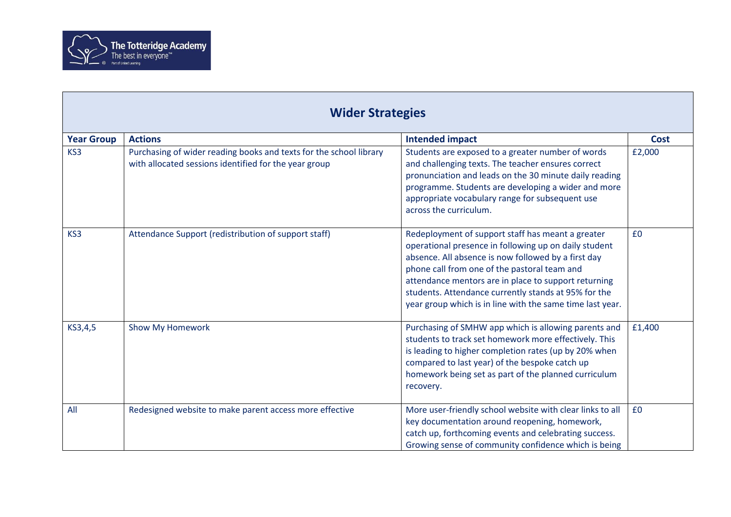| Wider Strategies | | | |
|---|---|---|---|
| **Year Group** | **Actions** | **Intended impact** | **Cost** |
| KS3 | Purchasing of wider reading books and texts for the school library with allocated sessions identified for the year group | Students are exposed to a greater number of words and challenging texts. The teacher ensures correct pronunciation and leads on the 30 minute daily reading programme. Students are developing a wider and more appropriate vocabulary range for subsequent use across the curriculum. | £2,000 |
| KS3 | Attendance Support (redistribution of support staff) | Redeployment of support staff has meant a greater operational presence in following up on daily student absence. All absence is now followed by a first day phone call from one of the pastoral team and attendance mentors are in place to support returning students. Attendance currently stands at 95% for the year group which is in line with the same time last year. | £0 |
| KS3,4,5 | Show My Homework | Purchasing of SMHW app which is allowing parents and students to track set homework more effectively. This is leading to higher completion rates (up by 20% when compared to last year) of the bespoke catch up homework being set as part of the planned curriculum recovery. | £1,400 |
| All | Redesigned website to make parent access more effective | More user-friendly school website with clear links to all key documentation around reopening, homework, catch up, forthcoming events and celebrating success. Growing sense of community confidence which is being | £0 |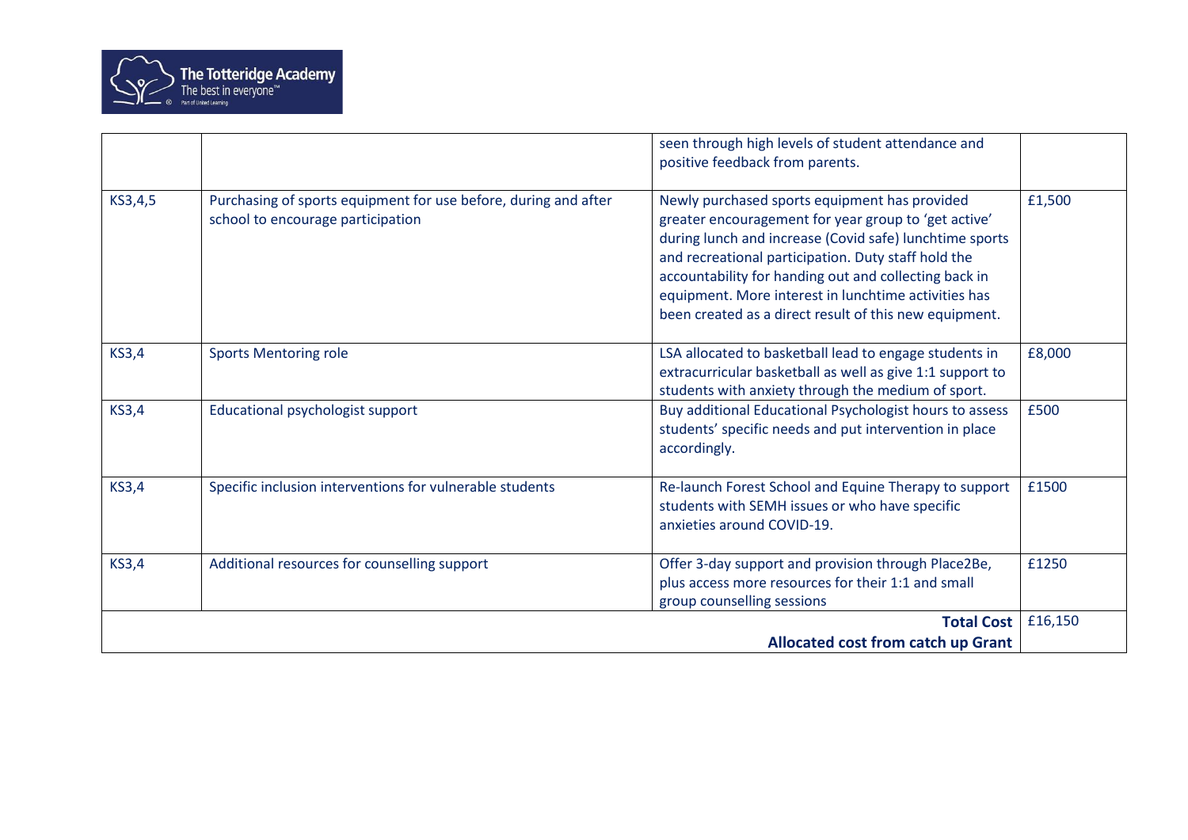| | | | |
|---|---|---|---|
| | | seen through high levels of student attendance and positive feedback from parents. | |
| KS3,4,5 | Purchasing of sports equipment for use before, during and after school to encourage participation | Newly purchased sports equipment has provided greater encouragement for year group to 'get active' during lunch and increase (Covid safe) lunchtime sports and recreational participation. Duty staff hold the accountability for handing out and collecting back in equipment. More interest in lunchtime activities has been created as a direct result of this new equipment. | £1,500 |
| KS3,4 | Sports Mentoring role | LSA allocated to basketball lead to engage students in extracurricular basketball as well as give 1:1 support to students with anxiety through the medium of sport. | £8,000 |
| KS3,4 | Educational psychologist support | Buy additional Educational Psychologist hours to assess students' specific needs and put intervention in place accordingly. | £500 |
| KS3,4 | Specific inclusion interventions for vulnerable students | Re-launch Forest School and Equine Therapy to support students with SEMH issues or who have specific anxieties around COVID-19. | £1500 |
| KS3,4 | Additional resources for counselling support | Offer 3-day support and provision through Place2Be, plus access more resources for their 1:1 and small group counselling sessions | £1250 |
| | | **Total Cost**<br>**Allocated cost from catch up Grant** | £16,150 |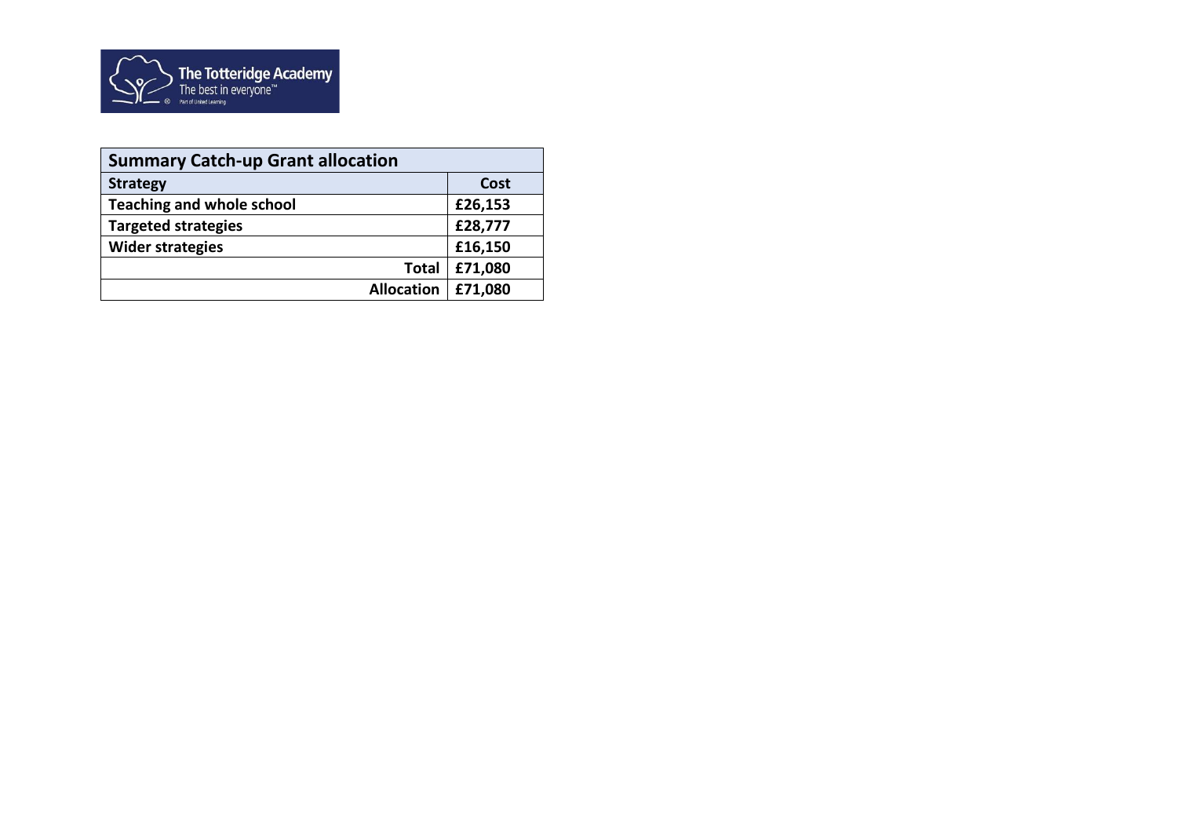| Summary Catch-up Grant allocation | |
|---|---|
| **Strategy** | **Cost** |
| **Teaching and whole school** | **£26,153** |
| **Targeted strategies** | **£28,777** |
| **Wider strategies** | **£16,150** |
| **Total** | **£71,080** |
| **Allocation** | **£71,080** |